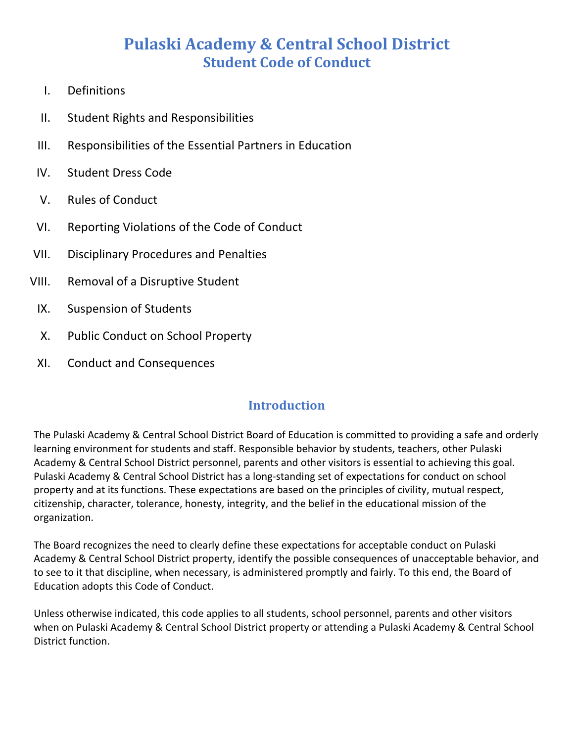# Pulaski Academy & Central School District
## Student Code of Conduct

I. Definitions

II. Student Rights and Responsibilities

III. Responsibilities of the Essential Partners in Education

IV. Student Dress Code

V. Rules of Conduct

VI. Reporting Violations of the Code of Conduct

VII. Disciplinary Procedures and Penalties

VIII. Removal of a Disruptive Student

IX. Suspension of Students

X. Public Conduct on School Property

XI. Conduct and Consequences

## Introduction

The Pulaski Academy & Central School District Board of Education is committed to providing a safe and orderly learning environment for students and staff. Responsible behavior by students, teachers, other Pulaski Academy & Central School District personnel, parents and other visitors is essential to achieving this goal. Pulaski Academy & Central School District has a long-standing set of expectations for conduct on school property and at its functions. These expectations are based on the principles of civility, mutual respect, citizenship, character, tolerance, honesty, integrity, and the belief in the educational mission of the organization.

The Board recognizes the need to clearly define these expectations for acceptable conduct on Pulaski Academy & Central School District property, identify the possible consequences of unacceptable behavior, and to see to it that discipline, when necessary, is administered promptly and fairly. To this end, the Board of Education adopts this Code of Conduct.

Unless otherwise indicated, this code applies to all students, school personnel, parents and other visitors when on Pulaski Academy & Central School District property or attending a Pulaski Academy & Central School District function.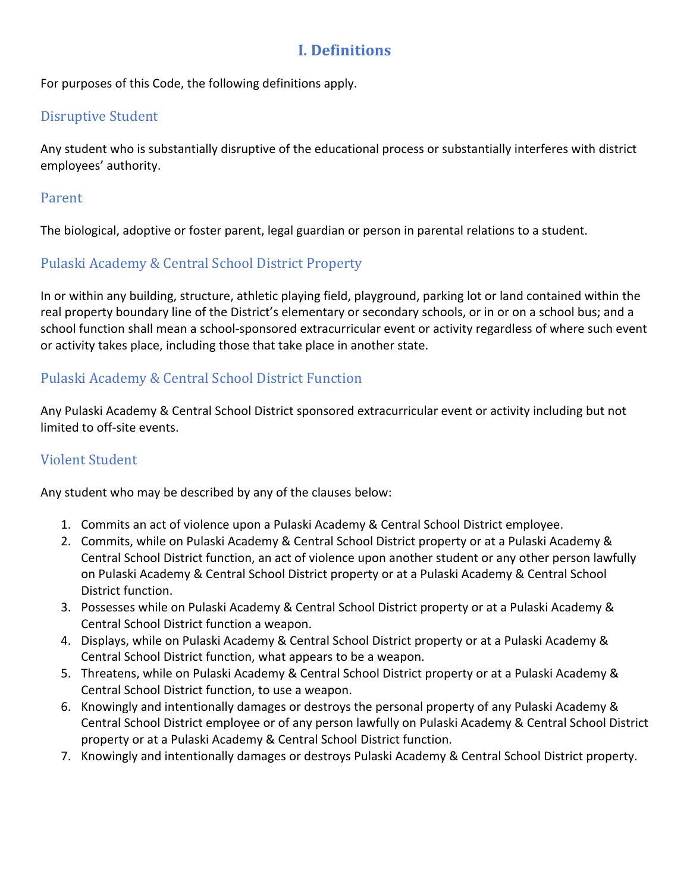# I. Definitions

For purposes of this Code, the following definitions apply.

## Disruptive Student

Any student who is substantially disruptive of the educational process or substantially interferes with district employees' authority.

## Parent

The biological, adoptive or foster parent, legal guardian or person in parental relations to a student.

## Pulaski Academy & Central School District Property

In or within any building, structure, athletic playing field, playground, parking lot or land contained within the real property boundary line of the District's elementary or secondary schools, or in or on a school bus; and a school function shall mean a school-sponsored extracurricular event or activity regardless of where such event or activity takes place, including those that take place in another state.

## Pulaski Academy & Central School District Function

Any Pulaski Academy & Central School District sponsored extracurricular event or activity including but not limited to off-site events.

## Violent Student

Any student who may be described by any of the clauses below:

1. Commits an act of violence upon a Pulaski Academy & Central School District employee.
2. Commits, while on Pulaski Academy & Central School District property or at a Pulaski Academy & Central School District function, an act of violence upon another student or any other person lawfully on Pulaski Academy & Central School District property or at a Pulaski Academy & Central School District function.
3. Possesses while on Pulaski Academy & Central School District property or at a Pulaski Academy & Central School District function a weapon.
4. Displays, while on Pulaski Academy & Central School District property or at a Pulaski Academy & Central School District function, what appears to be a weapon.
5. Threatens, while on Pulaski Academy & Central School District property or at a Pulaski Academy & Central School District function, to use a weapon.
6. Knowingly and intentionally damages or destroys the personal property of any Pulaski Academy & Central School District employee or of any person lawfully on Pulaski Academy & Central School District property or at a Pulaski Academy & Central School District function.
7. Knowingly and intentionally damages or destroys Pulaski Academy & Central School District property.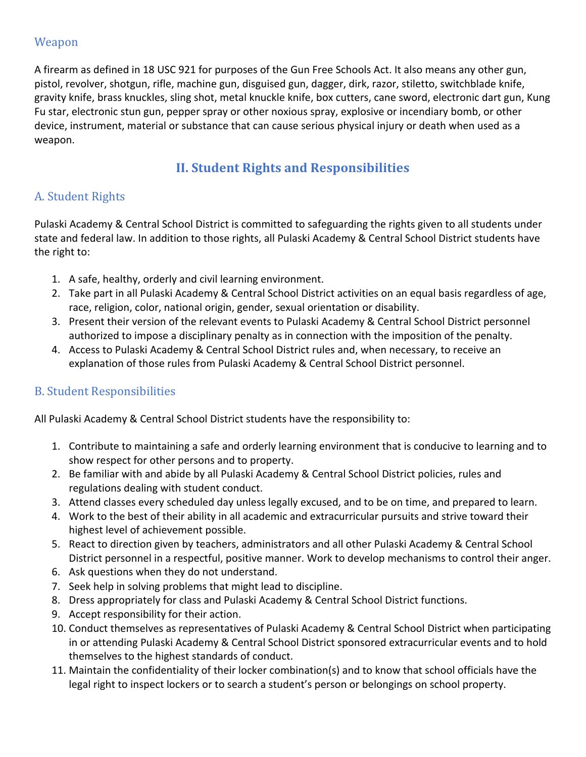### Weapon

A firearm as defined in 18 USC 921 for purposes of the Gun Free Schools Act. It also means any other gun, pistol, revolver, shotgun, rifle, machine gun, disguised gun, dagger, dirk, razor, stiletto, switchblade knife, gravity knife, brass knuckles, sling shot, metal knuckle knife, box cutters, cane sword, electronic dart gun, Kung Fu star, electronic stun gun, pepper spray or other noxious spray, explosive or incendiary bomb, or other device, instrument, material or substance that can cause serious physical injury or death when used as a weapon.

## II. Student Rights and Responsibilities

### A. Student Rights

Pulaski Academy & Central School District is committed to safeguarding the rights given to all students under state and federal law. In addition to those rights, all Pulaski Academy & Central School District students have the right to:

1. A safe, healthy, orderly and civil learning environment.
2. Take part in all Pulaski Academy & Central School District activities on an equal basis regardless of age, race, religion, color, national origin, gender, sexual orientation or disability.
3. Present their version of the relevant events to Pulaski Academy & Central School District personnel authorized to impose a disciplinary penalty as in connection with the imposition of the penalty.
4. Access to Pulaski Academy & Central School District rules and, when necessary, to receive an explanation of those rules from Pulaski Academy & Central School District personnel.

### B. Student Responsibilities

All Pulaski Academy & Central School District students have the responsibility to:

1. Contribute to maintaining a safe and orderly learning environment that is conducive to learning and to show respect for other persons and to property.
2. Be familiar with and abide by all Pulaski Academy & Central School District policies, rules and regulations dealing with student conduct.
3. Attend classes every scheduled day unless legally excused, and to be on time, and prepared to learn.
4. Work to the best of their ability in all academic and extracurricular pursuits and strive toward their highest level of achievement possible.
5. React to direction given by teachers, administrators and all other Pulaski Academy & Central School District personnel in a respectful, positive manner. Work to develop mechanisms to control their anger.
6. Ask questions when they do not understand.
7. Seek help in solving problems that might lead to discipline.
8. Dress appropriately for class and Pulaski Academy & Central School District functions.
9. Accept responsibility for their action.
10. Conduct themselves as representatives of Pulaski Academy & Central School District when participating in or attending Pulaski Academy & Central School District sponsored extracurricular events and to hold themselves to the highest standards of conduct.
11. Maintain the confidentiality of their locker combination(s) and to know that school officials have the legal right to inspect lockers or to search a student's person or belongings on school property.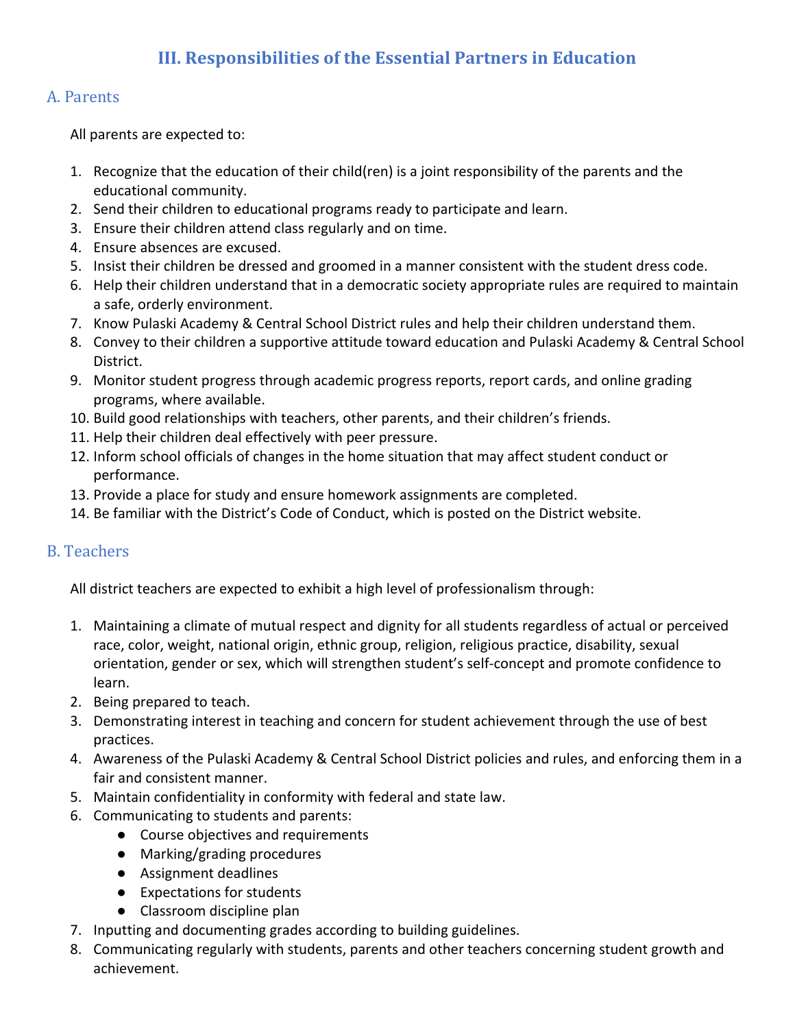# III. Responsibilities of the Essential Partners in Education

## A. Parents

All parents are expected to:

1. Recognize that the education of their child(ren) is a joint responsibility of the parents and the educational community.
2. Send their children to educational programs ready to participate and learn.
3. Ensure their children attend class regularly and on time.
4. Ensure absences are excused.
5. Insist their children be dressed and groomed in a manner consistent with the student dress code.
6. Help their children understand that in a democratic society appropriate rules are required to maintain a safe, orderly environment.
7. Know Pulaski Academy & Central School District rules and help their children understand them.
8. Convey to their children a supportive attitude toward education and Pulaski Academy & Central School District.
9. Monitor student progress through academic progress reports, report cards, and online grading programs, where available.
10. Build good relationships with teachers, other parents, and their children's friends.
11. Help their children deal effectively with peer pressure.
12. Inform school officials of changes in the home situation that may affect student conduct or performance.
13. Provide a place for study and ensure homework assignments are completed.
14. Be familiar with the District's Code of Conduct, which is posted on the District website.

## B. Teachers

All district teachers are expected to exhibit a high level of professionalism through:

1. Maintaining a climate of mutual respect and dignity for all students regardless of actual or perceived race, color, weight, national origin, ethnic group, religion, religious practice, disability, sexual orientation, gender or sex, which will strengthen student's self-concept and promote confidence to learn.
2. Being prepared to teach.
3. Demonstrating interest in teaching and concern for student achievement through the use of best practices.
4. Awareness of the Pulaski Academy & Central School District policies and rules, and enforcing them in a fair and consistent manner.
5. Maintain confidentiality in conformity with federal and state law.
6. Communicating to students and parents:
   - Course objectives and requirements
   - Marking/grading procedures
   - Assignment deadlines
   - Expectations for students
   - Classroom discipline plan
7. Inputting and documenting grades according to building guidelines.
8. Communicating regularly with students, parents and other teachers concerning student growth and achievement.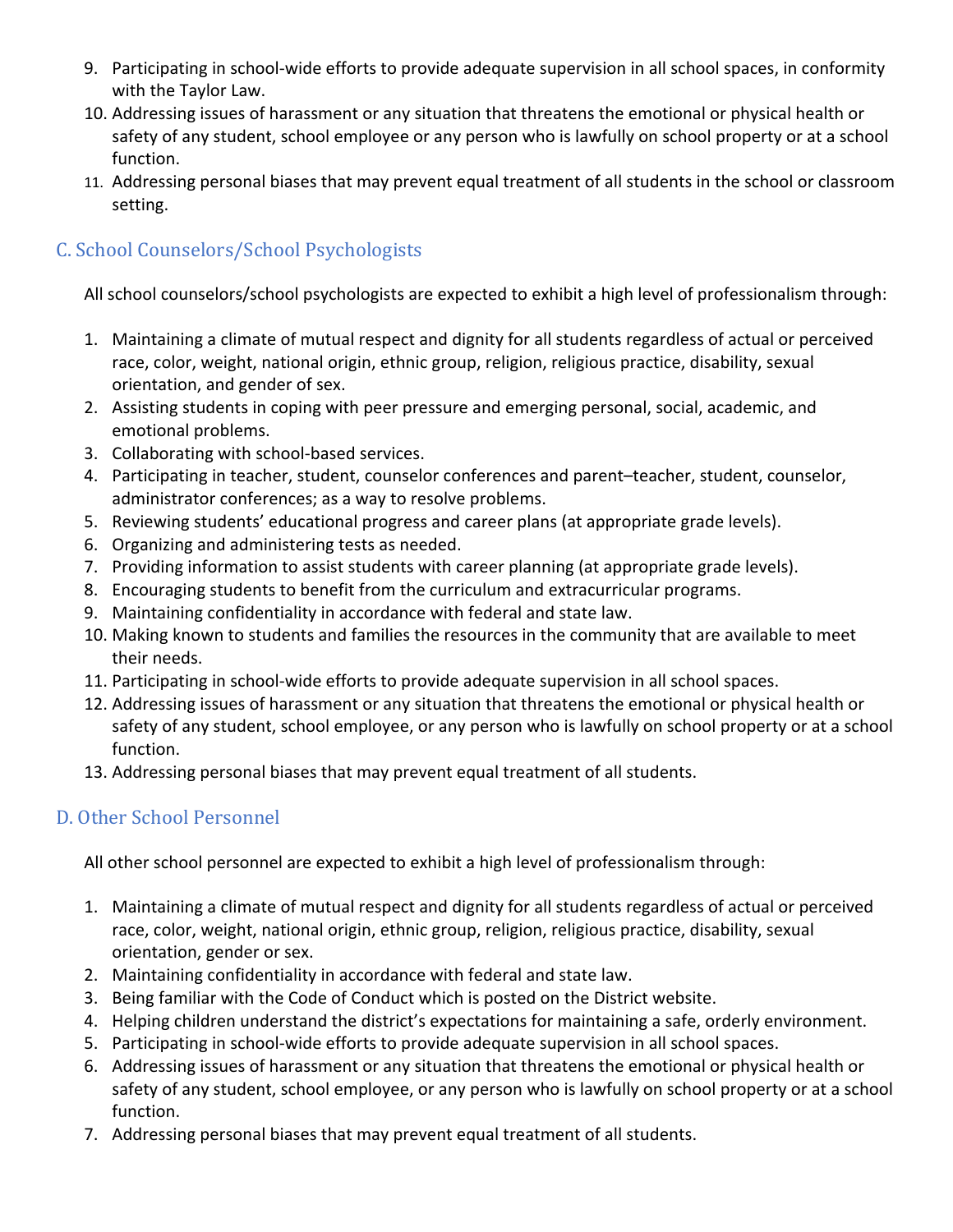9. Participating in school-wide efforts to provide adequate supervision in all school spaces, in conformity with the Taylor Law.
10. Addressing issues of harassment or any situation that threatens the emotional or physical health or safety of any student, school employee or any person who is lawfully on school property or at a school function.
11. Addressing personal biases that may prevent equal treatment of all students in the school or classroom setting.

## C. School Counselors/School Psychologists

All school counselors/school psychologists are expected to exhibit a high level of professionalism through:

1. Maintaining a climate of mutual respect and dignity for all students regardless of actual or perceived race, color, weight, national origin, ethnic group, religion, religious practice, disability, sexual orientation, and gender of sex.
2. Assisting students in coping with peer pressure and emerging personal, social, academic, and emotional problems.
3. Collaborating with school-based services.
4. Participating in teacher, student, counselor conferences and parent–teacher, student, counselor, administrator conferences; as a way to resolve problems.
5. Reviewing students' educational progress and career plans (at appropriate grade levels).
6. Organizing and administering tests as needed.
7. Providing information to assist students with career planning (at appropriate grade levels).
8. Encouraging students to benefit from the curriculum and extracurricular programs.
9. Maintaining confidentiality in accordance with federal and state law.
10. Making known to students and families the resources in the community that are available to meet their needs.
11. Participating in school-wide efforts to provide adequate supervision in all school spaces.
12. Addressing issues of harassment or any situation that threatens the emotional or physical health or safety of any student, school employee, or any person who is lawfully on school property or at a school function.
13. Addressing personal biases that may prevent equal treatment of all students.

## D. Other School Personnel

All other school personnel are expected to exhibit a high level of professionalism through:

1. Maintaining a climate of mutual respect and dignity for all students regardless of actual or perceived race, color, weight, national origin, ethnic group, religion, religious practice, disability, sexual orientation, gender or sex.
2. Maintaining confidentiality in accordance with federal and state law.
3. Being familiar with the Code of Conduct which is posted on the District website.
4. Helping children understand the district's expectations for maintaining a safe, orderly environment.
5. Participating in school-wide efforts to provide adequate supervision in all school spaces.
6. Addressing issues of harassment or any situation that threatens the emotional or physical health or safety of any student, school employee, or any person who is lawfully on school property or at a school function.
7. Addressing personal biases that may prevent equal treatment of all students.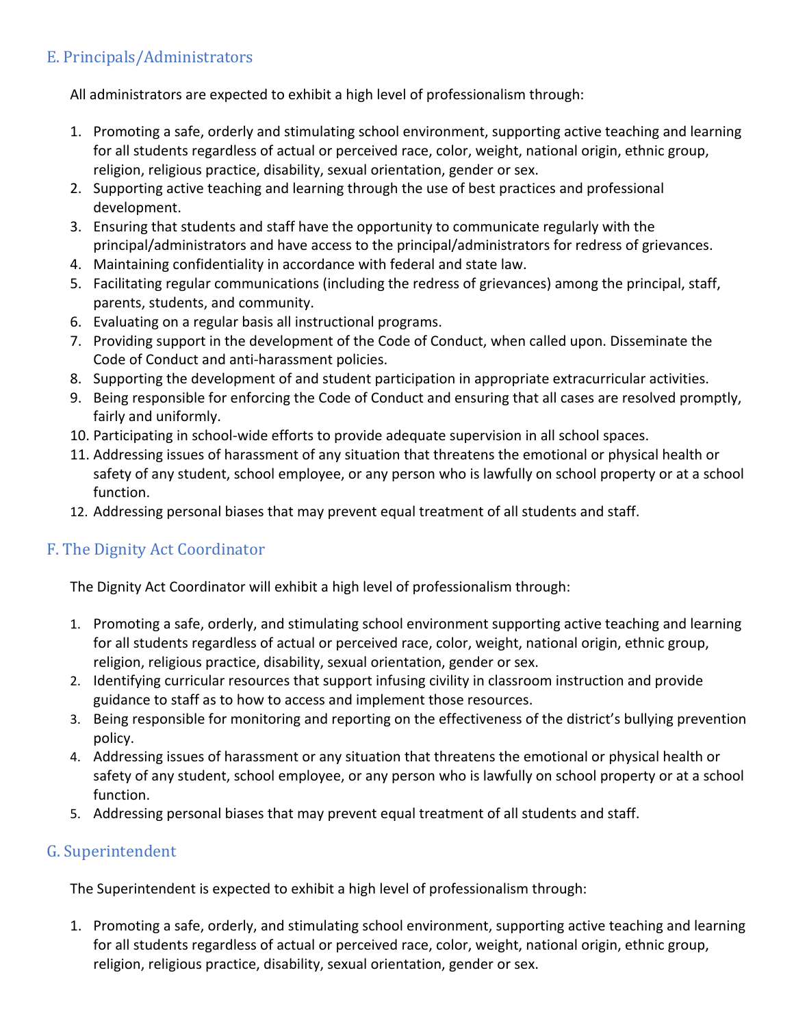## E. Principals/Administrators

All administrators are expected to exhibit a high level of professionalism through:

1. Promoting a safe, orderly and stimulating school environment, supporting active teaching and learning for all students regardless of actual or perceived race, color, weight, national origin, ethnic group, religion, religious practice, disability, sexual orientation, gender or sex.
2. Supporting active teaching and learning through the use of best practices and professional development.
3. Ensuring that students and staff have the opportunity to communicate regularly with the principal/administrators and have access to the principal/administrators for redress of grievances.
4. Maintaining confidentiality in accordance with federal and state law.
5. Facilitating regular communications (including the redress of grievances) among the principal, staff, parents, students, and community.
6. Evaluating on a regular basis all instructional programs.
7. Providing support in the development of the Code of Conduct, when called upon. Disseminate the Code of Conduct and anti-harassment policies.
8. Supporting the development of and student participation in appropriate extracurricular activities.
9. Being responsible for enforcing the Code of Conduct and ensuring that all cases are resolved promptly, fairly and uniformly.
10. Participating in school-wide efforts to provide adequate supervision in all school spaces.
11. Addressing issues of harassment of any situation that threatens the emotional or physical health or safety of any student, school employee, or any person who is lawfully on school property or at a school function.
12. Addressing personal biases that may prevent equal treatment of all students and staff.

## F. The Dignity Act Coordinator

The Dignity Act Coordinator will exhibit a high level of professionalism through:

1. Promoting a safe, orderly, and stimulating school environment supporting active teaching and learning for all students regardless of actual or perceived race, color, weight, national origin, ethnic group, religion, religious practice, disability, sexual orientation, gender or sex.
2. Identifying curricular resources that support infusing civility in classroom instruction and provide guidance to staff as to how to access and implement those resources.
3. Being responsible for monitoring and reporting on the effectiveness of the district's bullying prevention policy.
4. Addressing issues of harassment or any situation that threatens the emotional or physical health or safety of any student, school employee, or any person who is lawfully on school property or at a school function.
5. Addressing personal biases that may prevent equal treatment of all students and staff.

## G. Superintendent

The Superintendent is expected to exhibit a high level of professionalism through:

1. Promoting a safe, orderly, and stimulating school environment, supporting active teaching and learning for all students regardless of actual or perceived race, color, weight, national origin, ethnic group, religion, religious practice, disability, sexual orientation, gender or sex.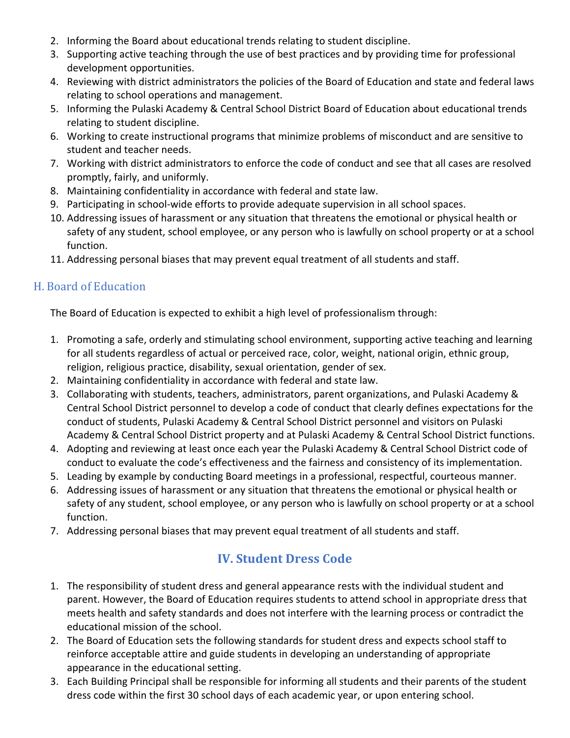2. Informing the Board about educational trends relating to student discipline.
3. Supporting active teaching through the use of best practices and by providing time for professional development opportunities.
4. Reviewing with district administrators the policies of the Board of Education and state and federal laws relating to school operations and management.
5. Informing the Pulaski Academy & Central School District Board of Education about educational trends relating to student discipline.
6. Working to create instructional programs that minimize problems of misconduct and are sensitive to student and teacher needs.
7. Working with district administrators to enforce the code of conduct and see that all cases are resolved promptly, fairly, and uniformly.
8. Maintaining confidentiality in accordance with federal and state law.
9. Participating in school-wide efforts to provide adequate supervision in all school spaces.
10. Addressing issues of harassment or any situation that threatens the emotional or physical health or safety of any student, school employee, or any person who is lawfully on school property or at a school function.
11. Addressing personal biases that may prevent equal treatment of all students and staff.

### H. Board of Education

The Board of Education is expected to exhibit a high level of professionalism through:

1. Promoting a safe, orderly and stimulating school environment, supporting active teaching and learning for all students regardless of actual or perceived race, color, weight, national origin, ethnic group, religion, religious practice, disability, sexual orientation, gender of sex.
2. Maintaining confidentiality in accordance with federal and state law.
3. Collaborating with students, teachers, administrators, parent organizations, and Pulaski Academy & Central School District personnel to develop a code of conduct that clearly defines expectations for the conduct of students, Pulaski Academy & Central School District personnel and visitors on Pulaski Academy & Central School District property and at Pulaski Academy & Central School District functions.
4. Adopting and reviewing at least once each year the Pulaski Academy & Central School District code of conduct to evaluate the code's effectiveness and the fairness and consistency of its implementation.
5. Leading by example by conducting Board meetings in a professional, respectful, courteous manner.
6. Addressing issues of harassment or any situation that threatens the emotional or physical health or safety of any student, school employee, or any person who is lawfully on school property or at a school function.
7. Addressing personal biases that may prevent equal treatment of all students and staff.

## IV. Student Dress Code

1. The responsibility of student dress and general appearance rests with the individual student and parent. However, the Board of Education requires students to attend school in appropriate dress that meets health and safety standards and does not interfere with the learning process or contradict the educational mission of the school.
2. The Board of Education sets the following standards for student dress and expects school staff to reinforce acceptable attire and guide students in developing an understanding of appropriate appearance in the educational setting.
3. Each Building Principal shall be responsible for informing all students and their parents of the student dress code within the first 30 school days of each academic year, or upon entering school.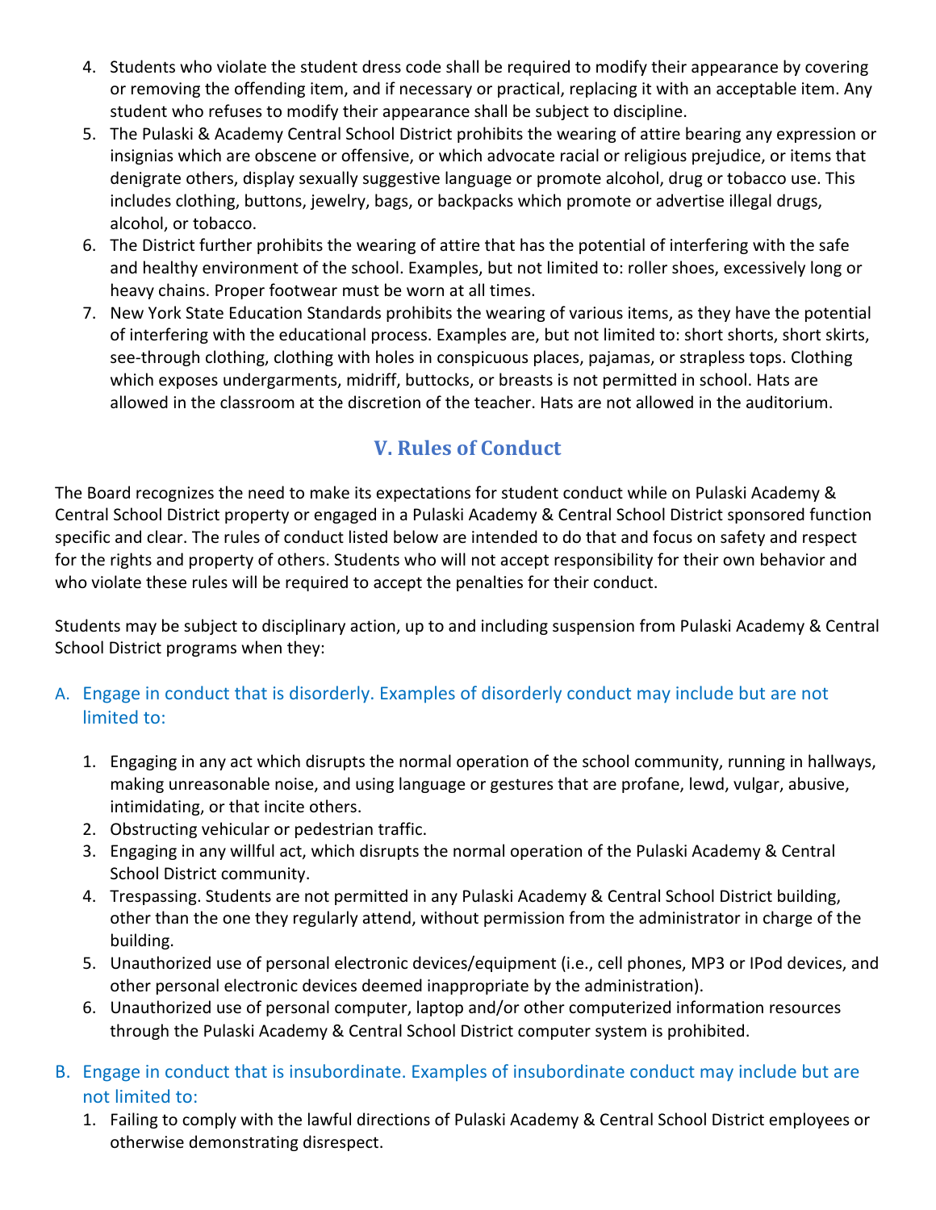4. Students who violate the student dress code shall be required to modify their appearance by covering or removing the offending item, and if necessary or practical, replacing it with an acceptable item. Any student who refuses to modify their appearance shall be subject to discipline.
5. The Pulaski & Academy Central School District prohibits the wearing of attire bearing any expression or insignias which are obscene or offensive, or which advocate racial or religious prejudice, or items that denigrate others, display sexually suggestive language or promote alcohol, drug or tobacco use. This includes clothing, buttons, jewelry, bags, or backpacks which promote or advertise illegal drugs, alcohol, or tobacco.
6. The District further prohibits the wearing of attire that has the potential of interfering with the safe and healthy environment of the school. Examples, but not limited to: roller shoes, excessively long or heavy chains. Proper footwear must be worn at all times.
7. New York State Education Standards prohibits the wearing of various items, as they have the potential of interfering with the educational process. Examples are, but not limited to: short shorts, short skirts, see-through clothing, clothing with holes in conspicuous places, pajamas, or strapless tops. Clothing which exposes undergarments, midriff, buttocks, or breasts is not permitted in school. Hats are allowed in the classroom at the discretion of the teacher. Hats are not allowed in the auditorium.

## V. Rules of Conduct

The Board recognizes the need to make its expectations for student conduct while on Pulaski Academy & Central School District property or engaged in a Pulaski Academy & Central School District sponsored function specific and clear. The rules of conduct listed below are intended to do that and focus on safety and respect for the rights and property of others. Students who will not accept responsibility for their own behavior and who violate these rules will be required to accept the penalties for their conduct.

Students may be subject to disciplinary action, up to and including suspension from Pulaski Academy & Central School District programs when they:

### A. Engage in conduct that is disorderly. Examples of disorderly conduct may include but are not limited to:

1. Engaging in any act which disrupts the normal operation of the school community, running in hallways, making unreasonable noise, and using language or gestures that are profane, lewd, vulgar, abusive, intimidating, or that incite others.
2. Obstructing vehicular or pedestrian traffic.
3. Engaging in any willful act, which disrupts the normal operation of the Pulaski Academy & Central School District community.
4. Trespassing. Students are not permitted in any Pulaski Academy & Central School District building, other than the one they regularly attend, without permission from the administrator in charge of the building.
5. Unauthorized use of personal electronic devices/equipment (i.e., cell phones, MP3 or IPod devices, and other personal electronic devices deemed inappropriate by the administration).
6. Unauthorized use of personal computer, laptop and/or other computerized information resources through the Pulaski Academy & Central School District computer system is prohibited.

### B. Engage in conduct that is insubordinate. Examples of insubordinate conduct may include but are not limited to:

1. Failing to comply with the lawful directions of Pulaski Academy & Central School District employees or otherwise demonstrating disrespect.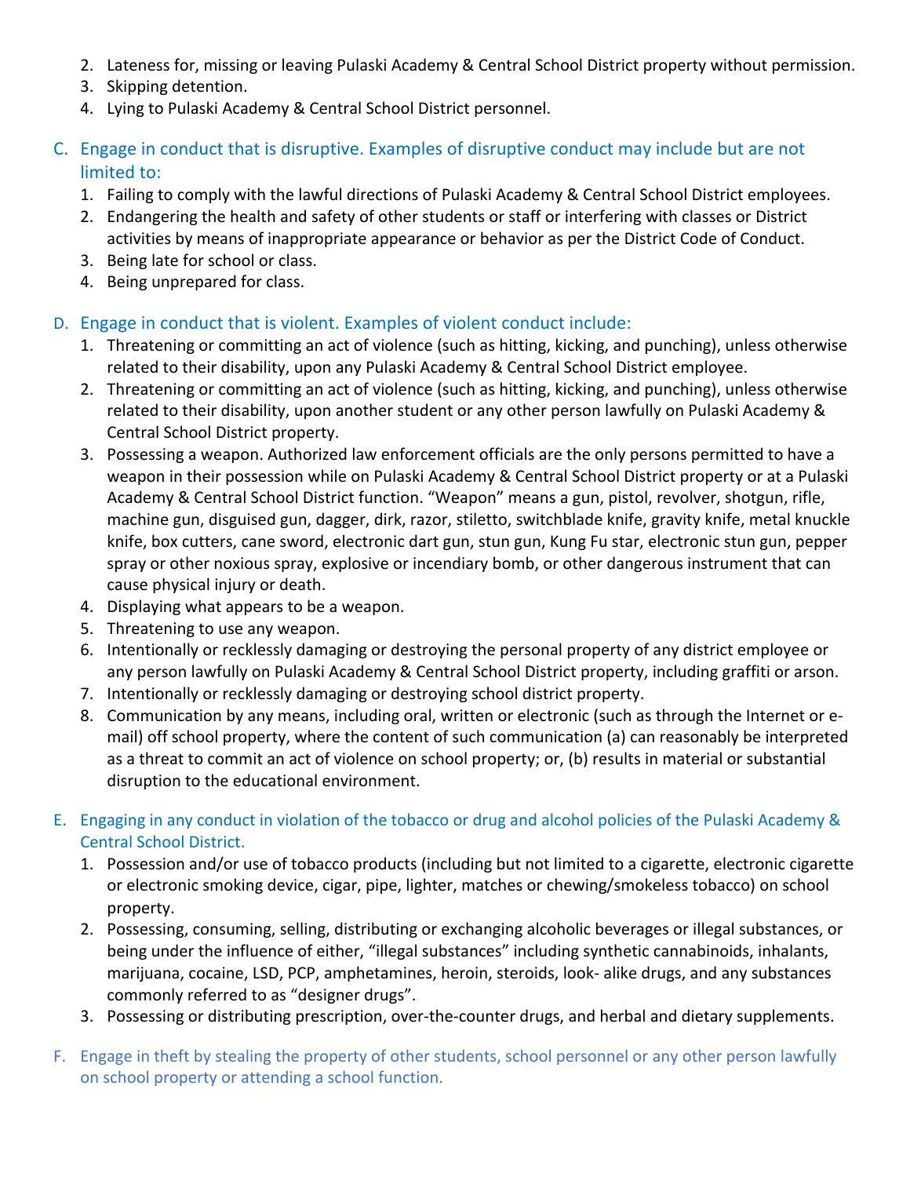2. Lateness for, missing or leaving Pulaski Academy & Central School District property without permission.
3. Skipping detention.
4. Lying to Pulaski Academy & Central School District personnel.

C. Engage in conduct that is disruptive. Examples of disruptive conduct may include but are not limited to:

1. Failing to comply with the lawful directions of Pulaski Academy & Central School District employees.
2. Endangering the health and safety of other students or staff or interfering with classes or District activities by means of inappropriate appearance or behavior as per the District Code of Conduct.
3. Being late for school or class.
4. Being unprepared for class.

D. Engage in conduct that is violent. Examples of violent conduct include:

1. Threatening or committing an act of violence (such as hitting, kicking, and punching), unless otherwise related to their disability, upon any Pulaski Academy & Central School District employee.
2. Threatening or committing an act of violence (such as hitting, kicking, and punching), unless otherwise related to their disability, upon another student or any other person lawfully on Pulaski Academy & Central School District property.
3. Possessing a weapon. Authorized law enforcement officials are the only persons permitted to have a weapon in their possession while on Pulaski Academy & Central School District property or at a Pulaski Academy & Central School District function. "Weapon" means a gun, pistol, revolver, shotgun, rifle, machine gun, disguised gun, dagger, dirk, razor, stiletto, switchblade knife, gravity knife, metal knuckle knife, box cutters, cane sword, electronic dart gun, stun gun, Kung Fu star, electronic stun gun, pepper spray or other noxious spray, explosive or incendiary bomb, or other dangerous instrument that can cause physical injury or death.
4. Displaying what appears to be a weapon.
5. Threatening to use any weapon.
6. Intentionally or recklessly damaging or destroying the personal property of any district employee or any person lawfully on Pulaski Academy & Central School District property, including graffiti or arson.
7. Intentionally or recklessly damaging or destroying school district property.
8. Communication by any means, including oral, written or electronic (such as through the Internet or e-mail) off school property, where the content of such communication (a) can reasonably be interpreted as a threat to commit an act of violence on school property; or, (b) results in material or substantial disruption to the educational environment.

E. Engaging in any conduct in violation of the tobacco or drug and alcohol policies of the Pulaski Academy & Central School District.

1. Possession and/or use of tobacco products (including but not limited to a cigarette, electronic cigarette or electronic smoking device, cigar, pipe, lighter, matches or chewing/smokeless tobacco) on school property.
2. Possessing, consuming, selling, distributing or exchanging alcoholic beverages or illegal substances, or being under the influence of either, "illegal substances" including synthetic cannabinoids, inhalants, marijuana, cocaine, LSD, PCP, amphetamines, heroin, steroids, look- alike drugs, and any substances commonly referred to as "designer drugs".
3. Possessing or distributing prescription, over-the-counter drugs, and herbal and dietary supplements.

F. Engage in theft by stealing the property of other students, school personnel or any other person lawfully on school property or attending a school function.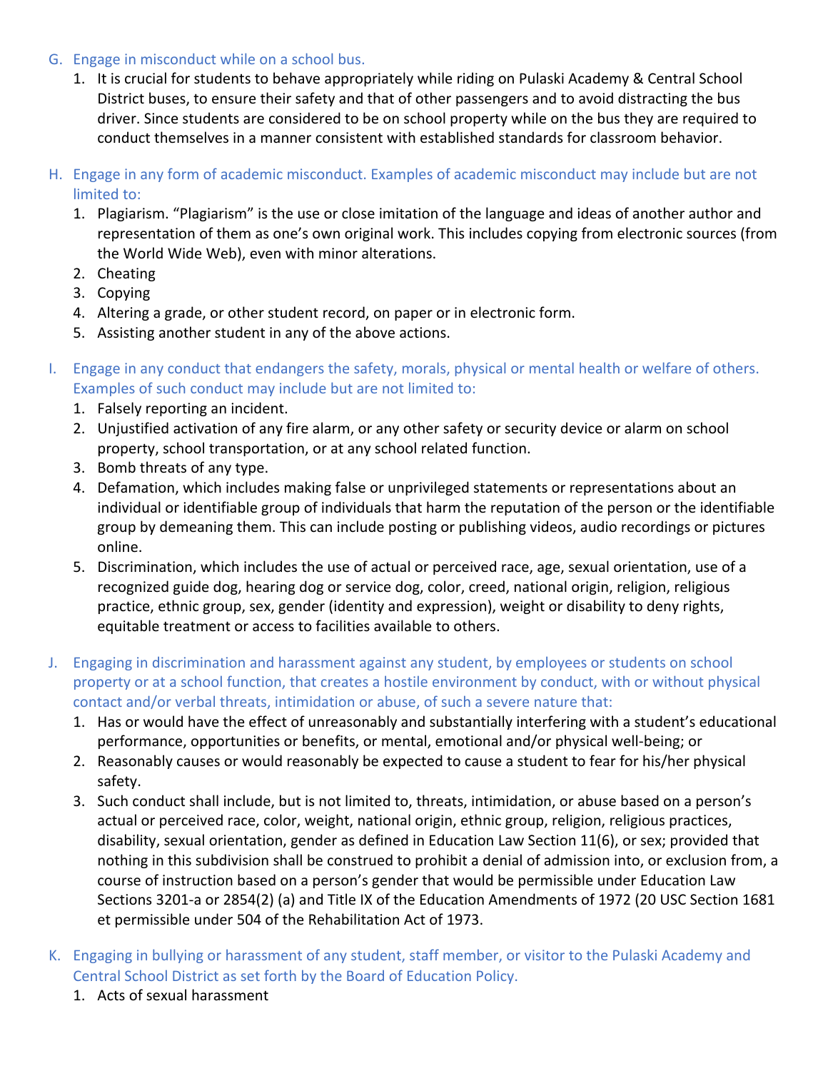G. Engage in misconduct while on a school bus.
   1. It is crucial for students to behave appropriately while riding on Pulaski Academy & Central School District buses, to ensure their safety and that of other passengers and to avoid distracting the bus driver. Since students are considered to be on school property while on the bus they are required to conduct themselves in a manner consistent with established standards for classroom behavior.

H. Engage in any form of academic misconduct. Examples of academic misconduct may include but are not limited to:
   1. Plagiarism. "Plagiarism" is the use or close imitation of the language and ideas of another author and representation of them as one's own original work. This includes copying from electronic sources (from the World Wide Web), even with minor alterations.
   2. Cheating
   3. Copying
   4. Altering a grade, or other student record, on paper or in electronic form.
   5. Assisting another student in any of the above actions.

I. Engage in any conduct that endangers the safety, morals, physical or mental health or welfare of others. Examples of such conduct may include but are not limited to:
   1. Falsely reporting an incident.
   2. Unjustified activation of any fire alarm, or any other safety or security device or alarm on school property, school transportation, or at any school related function.
   3. Bomb threats of any type.
   4. Defamation, which includes making false or unprivileged statements or representations about an individual or identifiable group of individuals that harm the reputation of the person or the identifiable group by demeaning them. This can include posting or publishing videos, audio recordings or pictures online.
   5. Discrimination, which includes the use of actual or perceived race, age, sexual orientation, use of a recognized guide dog, hearing dog or service dog, color, creed, national origin, religion, religious practice, ethnic group, sex, gender (identity and expression), weight or disability to deny rights, equitable treatment or access to facilities available to others.

J. Engaging in discrimination and harassment against any student, by employees or students on school property or at a school function, that creates a hostile environment by conduct, with or without physical contact and/or verbal threats, intimidation or abuse, of such a severe nature that:
   1. Has or would have the effect of unreasonably and substantially interfering with a student's educational performance, opportunities or benefits, or mental, emotional and/or physical well-being; or
   2. Reasonably causes or would reasonably be expected to cause a student to fear for his/her physical safety.
   3. Such conduct shall include, but is not limited to, threats, intimidation, or abuse based on a person's actual or perceived race, color, weight, national origin, ethnic group, religion, religious practices, disability, sexual orientation, gender as defined in Education Law Section 11(6), or sex; provided that nothing in this subdivision shall be construed to prohibit a denial of admission into, or exclusion from, a course of instruction based on a person's gender that would be permissible under Education Law Sections 3201-a or 2854(2) (a) and Title IX of the Education Amendments of 1972 (20 USC Section 1681 et permissible under 504 of the Rehabilitation Act of 1973.

K. Engaging in bullying or harassment of any student, staff member, or visitor to the Pulaski Academy and Central School District as set forth by the Board of Education Policy.
   1. Acts of sexual harassment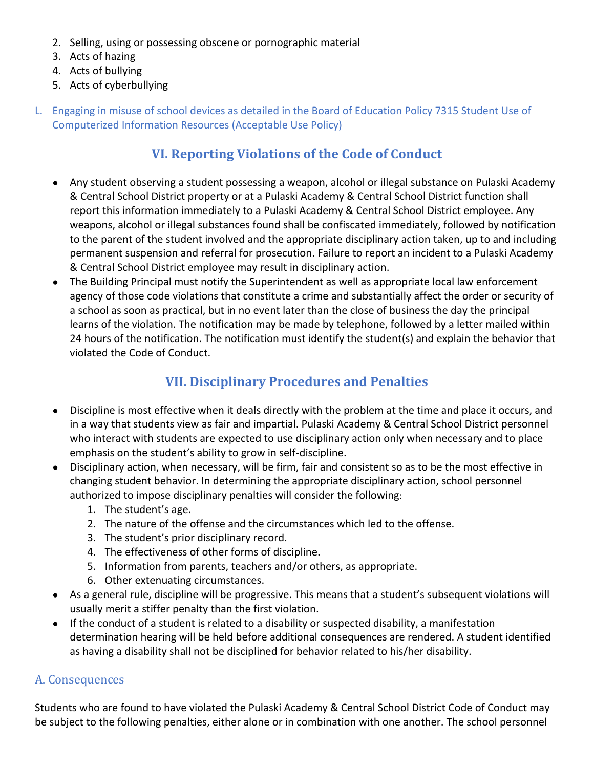2. Selling, using or possessing obscene or pornographic material
3. Acts of hazing
4. Acts of bullying
5. Acts of cyberbullying

L. Engaging in misuse of school devices as detailed in the Board of Education Policy 7315 Student Use of Computerized Information Resources (Acceptable Use Policy)

## VI. Reporting Violations of the Code of Conduct

- Any student observing a student possessing a weapon, alcohol or illegal substance on Pulaski Academy & Central School District property or at a Pulaski Academy & Central School District function shall report this information immediately to a Pulaski Academy & Central School District employee. Any weapons, alcohol or illegal substances found shall be confiscated immediately, followed by notification to the parent of the student involved and the appropriate disciplinary action taken, up to and including permanent suspension and referral for prosecution. Failure to report an incident to a Pulaski Academy & Central School District employee may result in disciplinary action.
- The Building Principal must notify the Superintendent as well as appropriate local law enforcement agency of those code violations that constitute a crime and substantially affect the order or security of a school as soon as practical, but in no event later than the close of business the day the principal learns of the violation. The notification may be made by telephone, followed by a letter mailed within 24 hours of the notification. The notification must identify the student(s) and explain the behavior that violated the Code of Conduct.

## VII. Disciplinary Procedures and Penalties

- Discipline is most effective when it deals directly with the problem at the time and place it occurs, and in a way that students view as fair and impartial. Pulaski Academy & Central School District personnel who interact with students are expected to use disciplinary action only when necessary and to place emphasis on the student's ability to grow in self-discipline.
- Disciplinary action, when necessary, will be firm, fair and consistent so as to be the most effective in changing student behavior. In determining the appropriate disciplinary action, school personnel authorized to impose disciplinary penalties will consider the following:
  1. The student's age.
  2. The nature of the offense and the circumstances which led to the offense.
  3. The student's prior disciplinary record.
  4. The effectiveness of other forms of discipline.
  5. Information from parents, teachers and/or others, as appropriate.
  6. Other extenuating circumstances.
- As a general rule, discipline will be progressive. This means that a student's subsequent violations will usually merit a stiffer penalty than the first violation.
- If the conduct of a student is related to a disability or suspected disability, a manifestation determination hearing will be held before additional consequences are rendered. A student identified as having a disability shall not be disciplined for behavior related to his/her disability.

### A. Consequences

Students who are found to have violated the Pulaski Academy & Central School District Code of Conduct may be subject to the following penalties, either alone or in combination with one another. The school personnel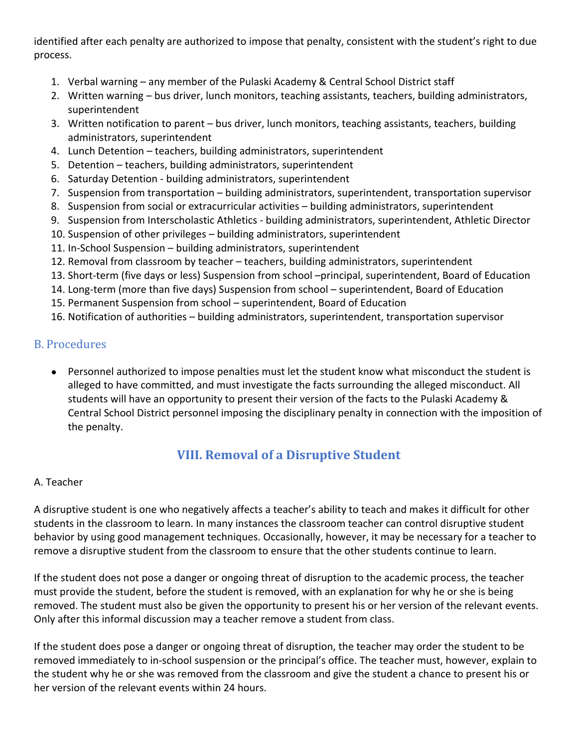identified after each penalty are authorized to impose that penalty, consistent with the student's right to due process.

1. Verbal warning – any member of the Pulaski Academy & Central School District staff
2. Written warning – bus driver, lunch monitors, teaching assistants, teachers, building administrators, superintendent
3. Written notification to parent – bus driver, lunch monitors, teaching assistants, teachers, building administrators, superintendent
4. Lunch Detention – teachers, building administrators, superintendent
5. Detention – teachers, building administrators, superintendent
6. Saturday Detention - building administrators, superintendent
7. Suspension from transportation – building administrators, superintendent, transportation supervisor
8. Suspension from social or extracurricular activities – building administrators, superintendent
9. Suspension from Interscholastic Athletics - building administrators, superintendent, Athletic Director
10. Suspension of other privileges – building administrators, superintendent
11. In-School Suspension – building administrators, superintendent
12. Removal from classroom by teacher – teachers, building administrators, superintendent
13. Short-term (five days or less) Suspension from school –principal, superintendent, Board of Education
14. Long-term (more than five days) Suspension from school – superintendent, Board of Education
15. Permanent Suspension from school – superintendent, Board of Education
16. Notification of authorities – building administrators, superintendent, transportation supervisor

### B. Procedures

- Personnel authorized to impose penalties must let the student know what misconduct the student is alleged to have committed, and must investigate the facts surrounding the alleged misconduct. All students will have an opportunity to present their version of the facts to the Pulaski Academy & Central School District personnel imposing the disciplinary penalty in connection with the imposition of the penalty.

## VIII. Removal of a Disruptive Student

A. Teacher

A disruptive student is one who negatively affects a teacher's ability to teach and makes it difficult for other students in the classroom to learn. In many instances the classroom teacher can control disruptive student behavior by using good management techniques. Occasionally, however, it may be necessary for a teacher to remove a disruptive student from the classroom to ensure that the other students continue to learn.

If the student does not pose a danger or ongoing threat of disruption to the academic process, the teacher must provide the student, before the student is removed, with an explanation for why he or she is being removed. The student must also be given the opportunity to present his or her version of the relevant events. Only after this informal discussion may a teacher remove a student from class.

If the student does pose a danger or ongoing threat of disruption, the teacher may order the student to be removed immediately to in-school suspension or the principal's office. The teacher must, however, explain to the student why he or she was removed from the classroom and give the student a chance to present his or her version of the relevant events within 24 hours.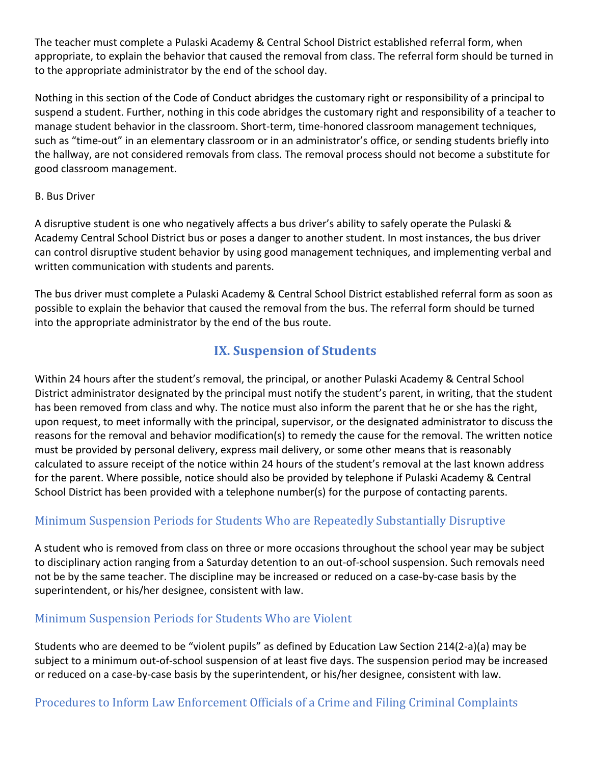The teacher must complete a Pulaski Academy & Central School District established referral form, when appropriate, to explain the behavior that caused the removal from class. The referral form should be turned in to the appropriate administrator by the end of the school day.

Nothing in this section of the Code of Conduct abridges the customary right or responsibility of a principal to suspend a student. Further, nothing in this code abridges the customary right and responsibility of a teacher to manage student behavior in the classroom. Short-term, time-honored classroom management techniques, such as "time-out" in an elementary classroom or in an administrator's office, or sending students briefly into the hallway, are not considered removals from class. The removal process should not become a substitute for good classroom management.

B. Bus Driver

A disruptive student is one who negatively affects a bus driver's ability to safely operate the Pulaski & Academy Central School District bus or poses a danger to another student. In most instances, the bus driver can control disruptive student behavior by using good management techniques, and implementing verbal and written communication with students and parents.

The bus driver must complete a Pulaski Academy & Central School District established referral form as soon as possible to explain the behavior that caused the removal from the bus. The referral form should be turned into the appropriate administrator by the end of the bus route.

## IX. Suspension of Students

Within 24 hours after the student's removal, the principal, or another Pulaski Academy & Central School District administrator designated by the principal must notify the student's parent, in writing, that the student has been removed from class and why. The notice must also inform the parent that he or she has the right, upon request, to meet informally with the principal, supervisor, or the designated administrator to discuss the reasons for the removal and behavior modification(s) to remedy the cause for the removal. The written notice must be provided by personal delivery, express mail delivery, or some other means that is reasonably calculated to assure receipt of the notice within 24 hours of the student's removal at the last known address for the parent. Where possible, notice should also be provided by telephone if Pulaski Academy & Central School District has been provided with a telephone number(s) for the purpose of contacting parents.

### Minimum Suspension Periods for Students Who are Repeatedly Substantially Disruptive

A student who is removed from class on three or more occasions throughout the school year may be subject to disciplinary action ranging from a Saturday detention to an out-of-school suspension. Such removals need not be by the same teacher. The discipline may be increased or reduced on a case-by-case basis by the superintendent, or his/her designee, consistent with law.

### Minimum Suspension Periods for Students Who are Violent

Students who are deemed to be "violent pupils" as defined by Education Law Section 214(2-a)(a) may be subject to a minimum out-of-school suspension of at least five days. The suspension period may be increased or reduced on a case-by-case basis by the superintendent, or his/her designee, consistent with law.

### Procedures to Inform Law Enforcement Officials of a Crime and Filing Criminal Complaints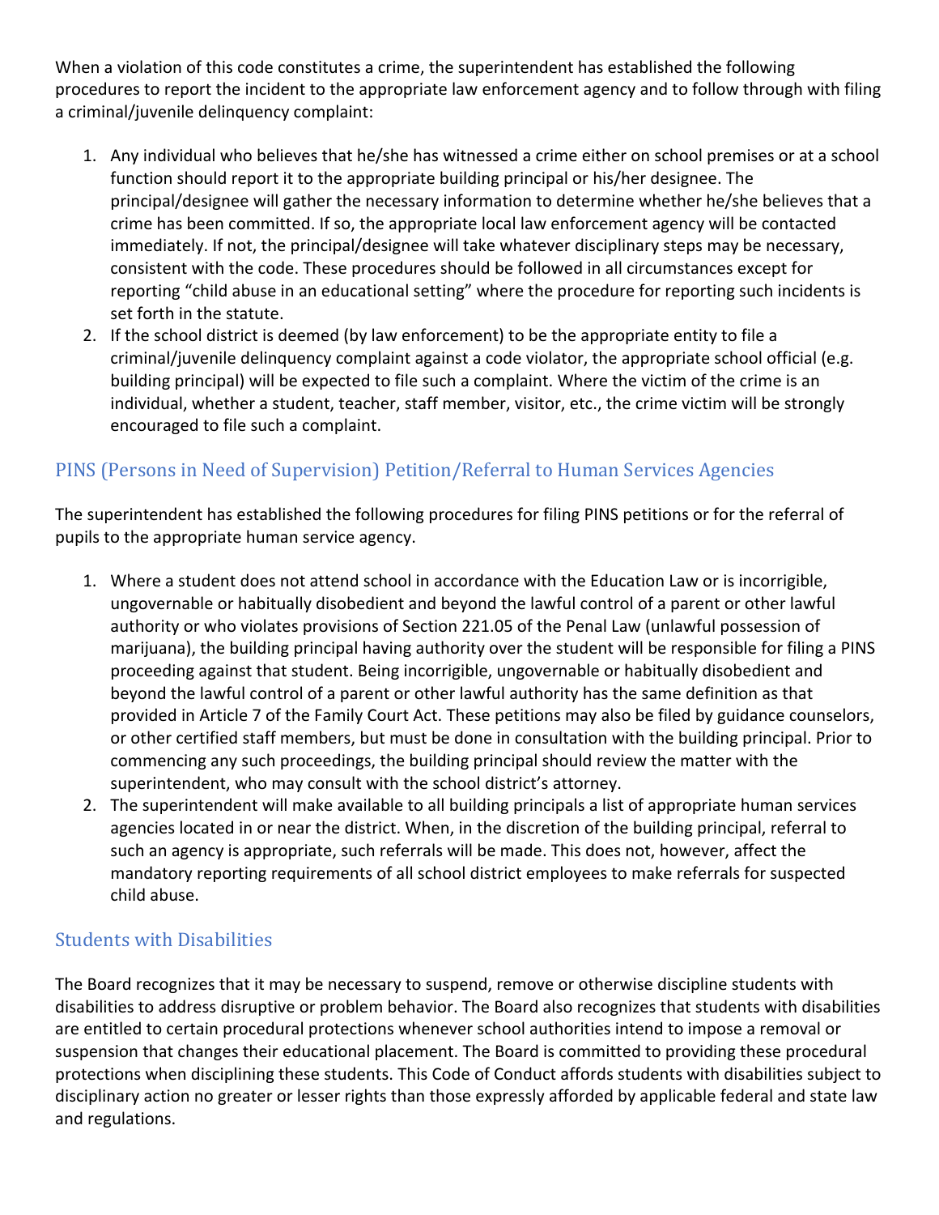When a violation of this code constitutes a crime, the superintendent has established the following procedures to report the incident to the appropriate law enforcement agency and to follow through with filing a criminal/juvenile delinquency complaint:

1. Any individual who believes that he/she has witnessed a crime either on school premises or at a school function should report it to the appropriate building principal or his/her designee. The principal/designee will gather the necessary information to determine whether he/she believes that a crime has been committed. If so, the appropriate local law enforcement agency will be contacted immediately. If not, the principal/designee will take whatever disciplinary steps may be necessary, consistent with the code. These procedures should be followed in all circumstances except for reporting "child abuse in an educational setting" where the procedure for reporting such incidents is set forth in the statute.
2. If the school district is deemed (by law enforcement) to be the appropriate entity to file a criminal/juvenile delinquency complaint against a code violator, the appropriate school official (e.g. building principal) will be expected to file such a complaint. Where the victim of the crime is an individual, whether a student, teacher, staff member, visitor, etc., the crime victim will be strongly encouraged to file such a complaint.

## PINS (Persons in Need of Supervision) Petition/Referral to Human Services Agencies

The superintendent has established the following procedures for filing PINS petitions or for the referral of pupils to the appropriate human service agency.

1. Where a student does not attend school in accordance with the Education Law or is incorrigible, ungovernable or habitually disobedient and beyond the lawful control of a parent or other lawful authority or who violates provisions of Section 221.05 of the Penal Law (unlawful possession of marijuana), the building principal having authority over the student will be responsible for filing a PINS proceeding against that student. Being incorrigible, ungovernable or habitually disobedient and beyond the lawful control of a parent or other lawful authority has the same definition as that provided in Article 7 of the Family Court Act. These petitions may also be filed by guidance counselors, or other certified staff members, but must be done in consultation with the building principal. Prior to commencing any such proceedings, the building principal should review the matter with the superintendent, who may consult with the school district's attorney.
2. The superintendent will make available to all building principals a list of appropriate human services agencies located in or near the district. When, in the discretion of the building principal, referral to such an agency is appropriate, such referrals will be made. This does not, however, affect the mandatory reporting requirements of all school district employees to make referrals for suspected child abuse.

## Students with Disabilities

The Board recognizes that it may be necessary to suspend, remove or otherwise discipline students with disabilities to address disruptive or problem behavior. The Board also recognizes that students with disabilities are entitled to certain procedural protections whenever school authorities intend to impose a removal or suspension that changes their educational placement. The Board is committed to providing these procedural protections when disciplining these students. This Code of Conduct affords students with disabilities subject to disciplinary action no greater or lesser rights than those expressly afforded by applicable federal and state law and regulations.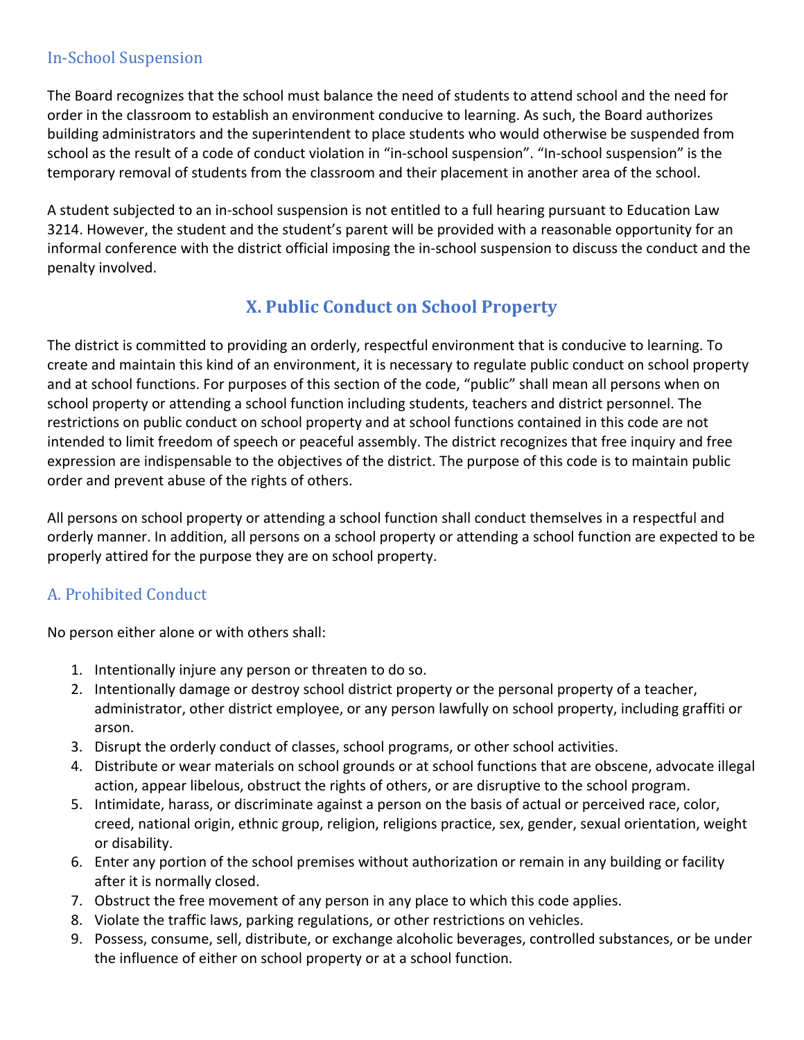### In-School Suspension

The Board recognizes that the school must balance the need of students to attend school and the need for order in the classroom to establish an environment conducive to learning. As such, the Board authorizes building administrators and the superintendent to place students who would otherwise be suspended from school as the result of a code of conduct violation in "in-school suspension". "In-school suspension" is the temporary removal of students from the classroom and their placement in another area of the school.

A student subjected to an in-school suspension is not entitled to a full hearing pursuant to Education Law 3214. However, the student and the student's parent will be provided with a reasonable opportunity for an informal conference with the district official imposing the in-school suspension to discuss the conduct and the penalty involved.

## X. Public Conduct on School Property

The district is committed to providing an orderly, respectful environment that is conducive to learning. To create and maintain this kind of an environment, it is necessary to regulate public conduct on school property and at school functions. For purposes of this section of the code, "public" shall mean all persons when on school property or attending a school function including students, teachers and district personnel. The restrictions on public conduct on school property and at school functions contained in this code are not intended to limit freedom of speech or peaceful assembly. The district recognizes that free inquiry and free expression are indispensable to the objectives of the district. The purpose of this code is to maintain public order and prevent abuse of the rights of others.

All persons on school property or attending a school function shall conduct themselves in a respectful and orderly manner. In addition, all persons on a school property or attending a school function are expected to be properly attired for the purpose they are on school property.

### A. Prohibited Conduct

No person either alone or with others shall:

1. Intentionally injure any person or threaten to do so.
2. Intentionally damage or destroy school district property or the personal property of a teacher, administrator, other district employee, or any person lawfully on school property, including graffiti or arson.
3. Disrupt the orderly conduct of classes, school programs, or other school activities.
4. Distribute or wear materials on school grounds or at school functions that are obscene, advocate illegal action, appear libelous, obstruct the rights of others, or are disruptive to the school program.
5. Intimidate, harass, or discriminate against a person on the basis of actual or perceived race, color, creed, national origin, ethnic group, religion, religions practice, sex, gender, sexual orientation, weight or disability.
6. Enter any portion of the school premises without authorization or remain in any building or facility after it is normally closed.
7. Obstruct the free movement of any person in any place to which this code applies.
8. Violate the traffic laws, parking regulations, or other restrictions on vehicles.
9. Possess, consume, sell, distribute, or exchange alcoholic beverages, controlled substances, or be under the influence of either on school property or at a school function.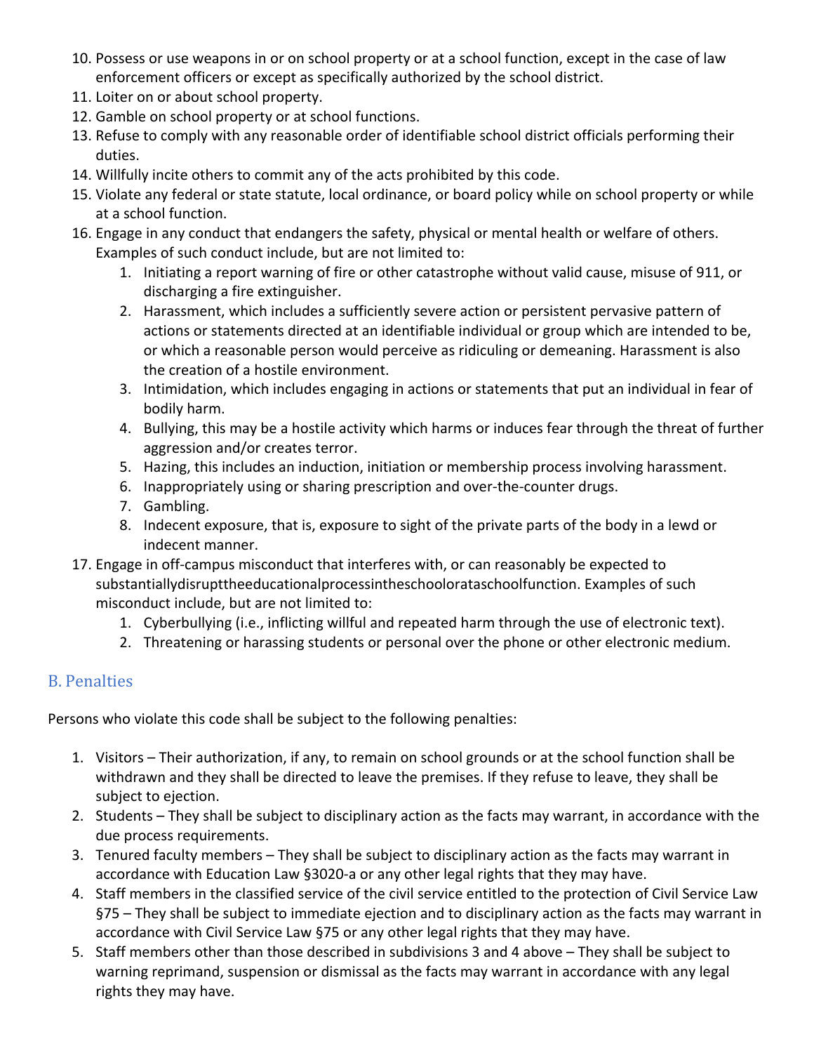10. Possess or use weapons in or on school property or at a school function, except in the case of law enforcement officers or except as specifically authorized by the school district.
11. Loiter on or about school property.
12. Gamble on school property or at school functions.
13. Refuse to comply with any reasonable order of identifiable school district officials performing their duties.
14. Willfully incite others to commit any of the acts prohibited by this code.
15. Violate any federal or state statute, local ordinance, or board policy while on school property or while at a school function.
16. Engage in any conduct that endangers the safety, physical or mental health or welfare of others. Examples of such conduct include, but are not limited to:
    1. Initiating a report warning of fire or other catastrophe without valid cause, misuse of 911, or discharging a fire extinguisher.
    2. Harassment, which includes a sufficiently severe action or persistent pervasive pattern of actions or statements directed at an identifiable individual or group which are intended to be, or which a reasonable person would perceive as ridiculing or demeaning. Harassment is also the creation of a hostile environment.
    3. Intimidation, which includes engaging in actions or statements that put an individual in fear of bodily harm.
    4. Bullying, this may be a hostile activity which harms or induces fear through the threat of further aggression and/or creates terror.
    5. Hazing, this includes an induction, initiation or membership process involving harassment.
    6. Inappropriately using or sharing prescription and over-the-counter drugs.
    7. Gambling.
    8. Indecent exposure, that is, exposure to sight of the private parts of the body in a lewd or indecent manner.
17. Engage in off-campus misconduct that interferes with, or can reasonably be expected to substantiallydisrupttheeducationalprocessintheschoolorataschoolfunction. Examples of such misconduct include, but are not limited to:
    1. Cyberbullying (i.e., inflicting willful and repeated harm through the use of electronic text).
    2. Threatening or harassing students or personal over the phone or other electronic medium.

## B. Penalties

Persons who violate this code shall be subject to the following penalties:

1. Visitors – Their authorization, if any, to remain on school grounds or at the school function shall be withdrawn and they shall be directed to leave the premises. If they refuse to leave, they shall be subject to ejection.
2. Students – They shall be subject to disciplinary action as the facts may warrant, in accordance with the due process requirements.
3. Tenured faculty members – They shall be subject to disciplinary action as the facts may warrant in accordance with Education Law §3020-a or any other legal rights that they may have.
4. Staff members in the classified service of the civil service entitled to the protection of Civil Service Law §75 – They shall be subject to immediate ejection and to disciplinary action as the facts may warrant in accordance with Civil Service Law §75 or any other legal rights that they may have.
5. Staff members other than those described in subdivisions 3 and 4 above – They shall be subject to warning reprimand, suspension or dismissal as the facts may warrant in accordance with any legal rights they may have.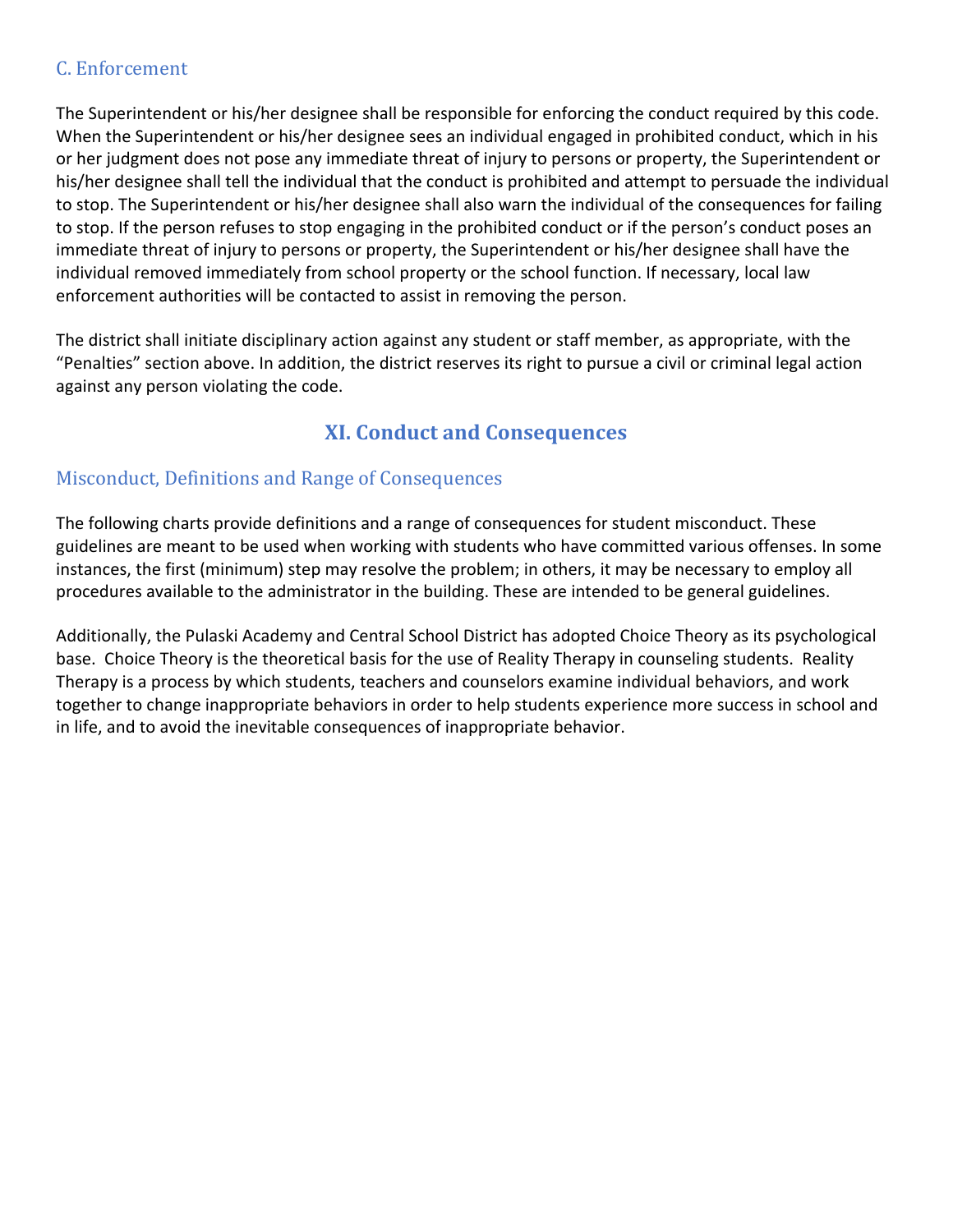### C. Enforcement

The Superintendent or his/her designee shall be responsible for enforcing the conduct required by this code. When the Superintendent or his/her designee sees an individual engaged in prohibited conduct, which in his or her judgment does not pose any immediate threat of injury to persons or property, the Superintendent or his/her designee shall tell the individual that the conduct is prohibited and attempt to persuade the individual to stop. The Superintendent or his/her designee shall also warn the individual of the consequences for failing to stop. If the person refuses to stop engaging in the prohibited conduct or if the person's conduct poses an immediate threat of injury to persons or property, the Superintendent or his/her designee shall have the individual removed immediately from school property or the school function. If necessary, local law enforcement authorities will be contacted to assist in removing the person.

The district shall initiate disciplinary action against any student or staff member, as appropriate, with the "Penalties" section above. In addition, the district reserves its right to pursue a civil or criminal legal action against any person violating the code.

## XI. Conduct and Consequences

### Misconduct, Definitions and Range of Consequences

The following charts provide definitions and a range of consequences for student misconduct. These guidelines are meant to be used when working with students who have committed various offenses. In some instances, the first (minimum) step may resolve the problem; in others, it may be necessary to employ all procedures available to the administrator in the building. These are intended to be general guidelines.

Additionally, the Pulaski Academy and Central School District has adopted Choice Theory as its psychological base. Choice Theory is the theoretical basis for the use of Reality Therapy in counseling students. Reality Therapy is a process by which students, teachers and counselors examine individual behaviors, and work together to change inappropriate behaviors in order to help students experience more success in school and in life, and to avoid the inevitable consequences of inappropriate behavior.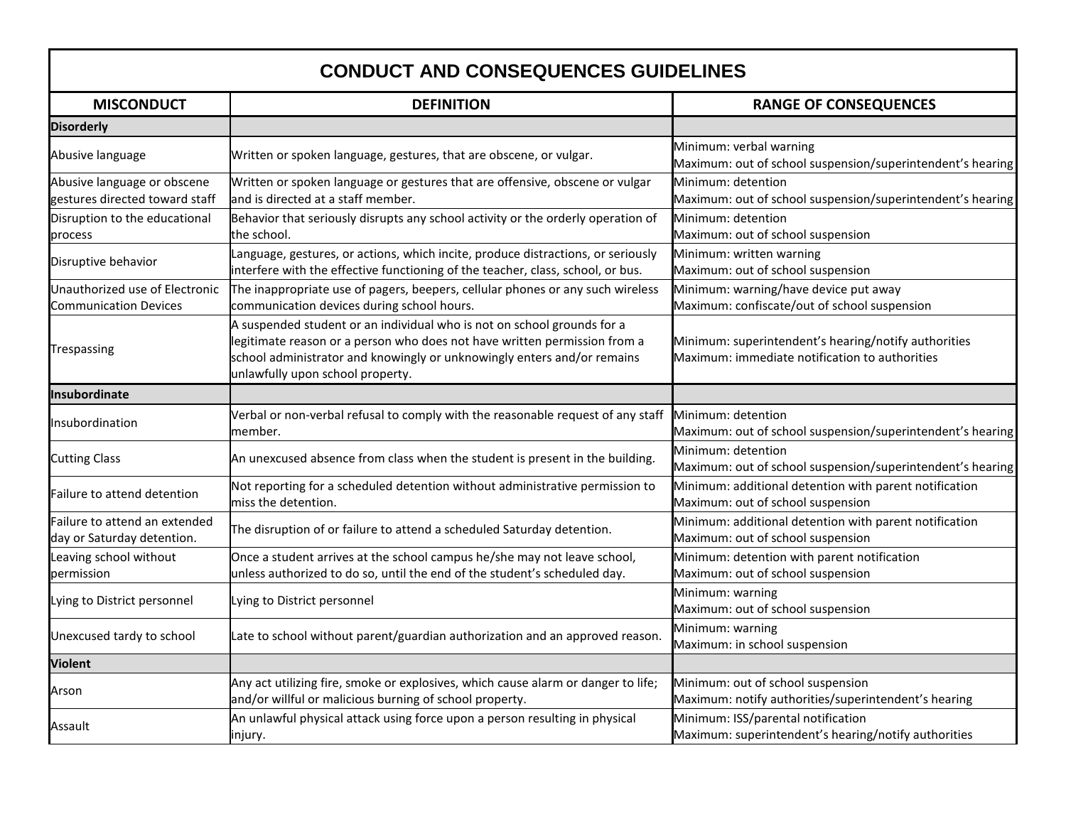## CONDUCT AND CONSEQUENCES GUIDELINES

| MISCONDUCT | DEFINITION | RANGE OF CONSEQUENCES |
|---|---|---|
| **Disorderly** | | |
| Abusive language | Written or spoken language, gestures, that are obscene, or vulgar. | Minimum: verbal warning<br>Maximum: out of school suspension/superintendent's hearing |
| Abusive language or obscene gestures directed toward staff | Written or spoken language or gestures that are offensive, obscene or vulgar and is directed at a staff member. | Minimum: detention<br>Maximum: out of school suspension/superintendent's hearing |
| Disruption to the educational process | Behavior that seriously disrupts any school activity or the orderly operation of the school. | Minimum: detention<br>Maximum: out of school suspension |
| Disruptive behavior | Language, gestures, or actions, which incite, produce distractions, or seriously interfere with the effective functioning of the teacher, class, school, or bus. | Minimum: written warning<br>Maximum: out of school suspension |
| Unauthorized use of Electronic Communication Devices | The inappropriate use of pagers, beepers, cellular phones or any such wireless communication devices during school hours. | Minimum: warning/have device put away<br>Maximum: confiscate/out of school suspension |
| Trespassing | A suspended student or an individual who is not on school grounds for a legitimate reason or a person who does not have written permission from a school administrator and knowingly or unknowingly enters and/or remains unlawfully upon school property. | Minimum: superintendent's hearing/notify authorities<br>Maximum: immediate notification to authorities |
| **Insubordinate** | | |
| Insubordination | Verbal or non-verbal refusal to comply with the reasonable request of any staff member. | Minimum: detention<br>Maximum: out of school suspension/superintendent's hearing |
| Cutting Class | An unexcused absence from class when the student is present in the building. | Minimum: detention<br>Maximum: out of school suspension/superintendent's hearing |
| Failure to attend detention | Not reporting for a scheduled detention without administrative permission to miss the detention. | Minimum: additional detention with parent notification<br>Maximum: out of school suspension |
| Failure to attend an extended day or Saturday detention. | The disruption of or failure to attend a scheduled Saturday detention. | Minimum: additional detention with parent notification<br>Maximum: out of school suspension |
| Leaving school without permission | Once a student arrives at the school campus he/she may not leave school, unless authorized to do so, until the end of the student's scheduled day. | Minimum: detention with parent notification<br>Maximum: out of school suspension |
| Lying to District personnel | Lying to District personnel | Minimum: warning<br>Maximum: out of school suspension |
| Unexcused tardy to school | Late to school without parent/guardian authorization and an approved reason. | Minimum: warning<br>Maximum: in school suspension |
| **Violent** | | |
| Arson | Any act utilizing fire, smoke or explosives, which cause alarm or danger to life; and/or willful or malicious burning of school property. | Minimum: out of school suspension<br>Maximum: notify authorities/superintendent's hearing |
| Assault | An unlawful physical attack using force upon a person resulting in physical injury. | Minimum: ISS/parental notification<br>Maximum: superintendent's hearing/notify authorities |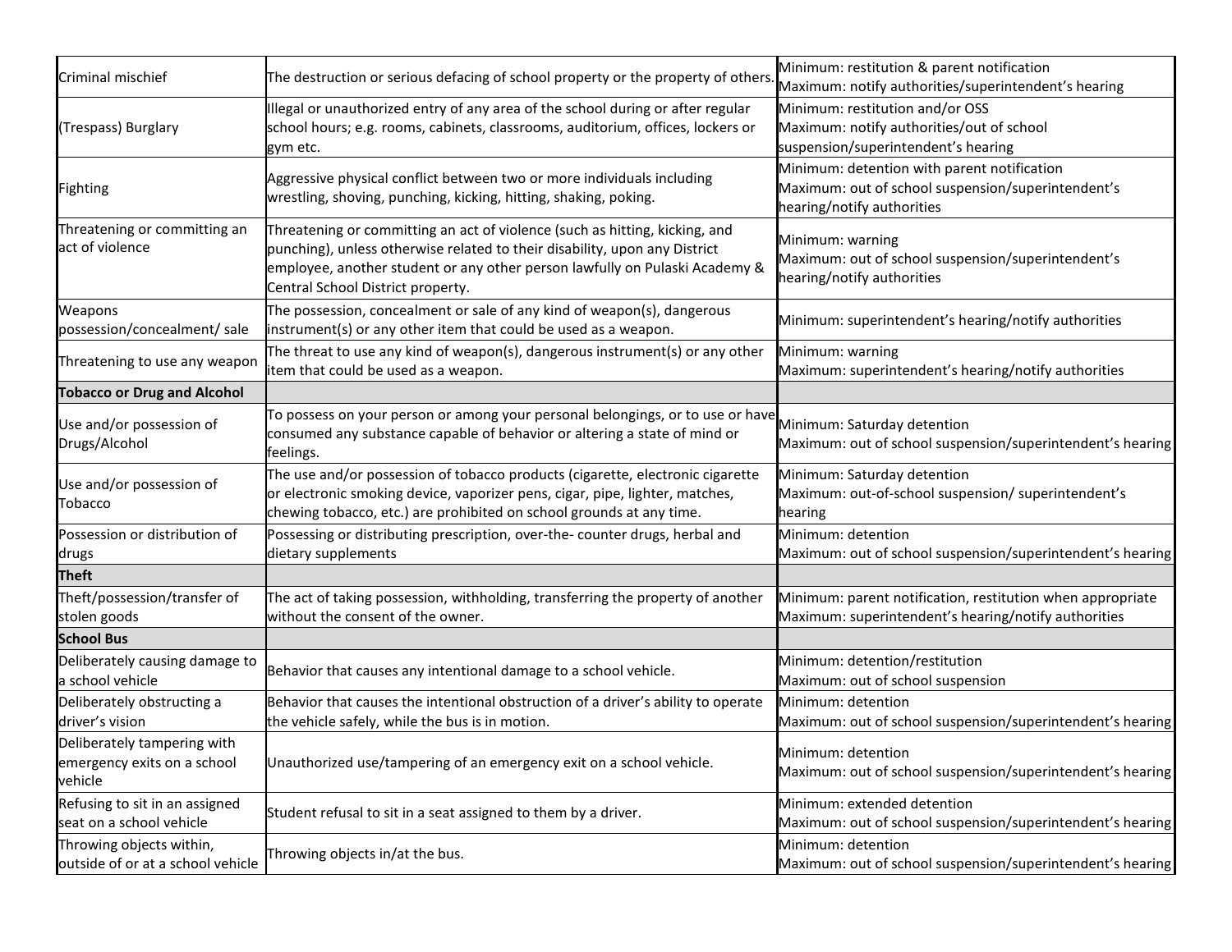| Criminal mischief | The destruction or serious defacing of school property or the property of others. | Minimum: restitution & parent notification<br>Maximum: notify authorities/superintendent's hearing |
|---|---|---|
| (Trespass) Burglary | Illegal or unauthorized entry of any area of the school during or after regular school hours; e.g. rooms, cabinets, classrooms, auditorium, offices, lockers or gym etc. | Minimum: restitution and/or OSS<br>Maximum: notify authorities/out of school suspension/superintendent's hearing |
| Fighting | Aggressive physical conflict between two or more individuals including wrestling, shoving, punching, kicking, hitting, shaking, poking. | Minimum: detention with parent notification<br>Maximum: out of school suspension/superintendent's hearing/notify authorities |
| Threatening or committing an act of violence | Threatening or committing an act of violence (such as hitting, kicking, and punching), unless otherwise related to their disability, upon any District employee, another student or any other person lawfully on Pulaski Academy & Central School District property. | Minimum: warning<br>Maximum: out of school suspension/superintendent's hearing/notify authorities |
| Weapons possession/concealment/ sale | The possession, concealment or sale of any kind of weapon(s), dangerous instrument(s) or any other item that could be used as a weapon. | Minimum: superintendent's hearing/notify authorities |
| Threatening to use any weapon | The threat to use any kind of weapon(s), dangerous instrument(s) or any other item that could be used as a weapon. | Minimum: warning<br>Maximum: superintendent's hearing/notify authorities |
| **Tobacco or Drug and Alcohol** | | |
| Use and/or possession of Drugs/Alcohol | To possess on your person or among your personal belongings, or to use or have consumed any substance capable of behavior or altering a state of mind or feelings. | Minimum: Saturday detention<br>Maximum: out of school suspension/superintendent's hearing |
| Use and/or possession of Tobacco | The use and/or possession of tobacco products (cigarette, electronic cigarette or electronic smoking device, vaporizer pens, cigar, pipe, lighter, matches, chewing tobacco, etc.) are prohibited on school grounds at any time. | Minimum: Saturday detention<br>Maximum: out-of-school suspension/ superintendent's hearing |
| Possession or distribution of drugs | Possessing or distributing prescription, over-the- counter drugs, herbal and dietary supplements | Minimum: detention<br>Maximum: out of school suspension/superintendent's hearing |
| **Theft** | | |
| Theft/possession/transfer of stolen goods | The act of taking possession, withholding, transferring the property of another without the consent of the owner. | Minimum: parent notification, restitution when appropriate<br>Maximum: superintendent's hearing/notify authorities |
| **School Bus** | | |
| Deliberately causing damage to a school vehicle | Behavior that causes any intentional damage to a school vehicle. | Minimum: detention/restitution<br>Maximum: out of school suspension |
| Deliberately obstructing a driver's vision | Behavior that causes the intentional obstruction of a driver's ability to operate the vehicle safely, while the bus is in motion. | Minimum: detention<br>Maximum: out of school suspension/superintendent's hearing |
| Deliberately tampering with emergency exits on a school vehicle | Unauthorized use/tampering of an emergency exit on a school vehicle. | Minimum: detention<br>Maximum: out of school suspension/superintendent's hearing |
| Refusing to sit in an assigned seat on a school vehicle | Student refusal to sit in a seat assigned to them by a driver. | Minimum: extended detention<br>Maximum: out of school suspension/superintendent's hearing |
| Throwing objects within, outside of or at a school vehicle | Throwing objects in/at the bus. | Minimum: detention<br>Maximum: out of school suspension/superintendent's hearing |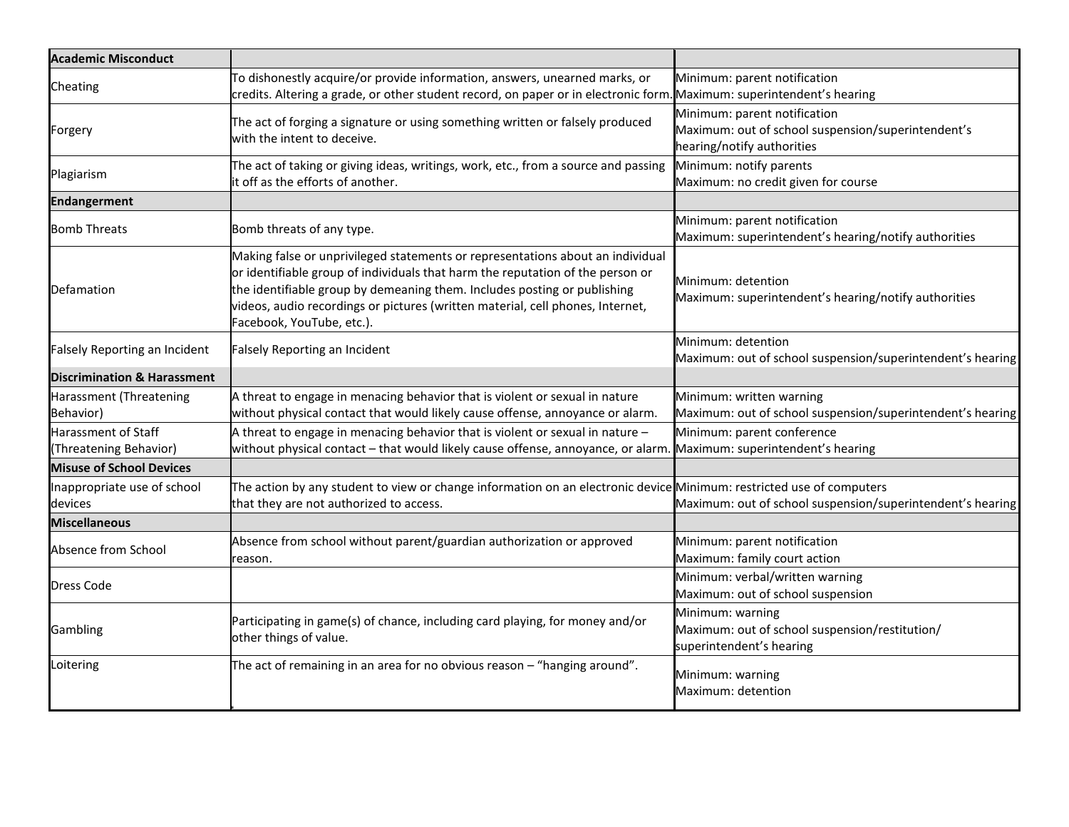| | | |
|---|---|---|
| **Academic Misconduct** | | |
| Cheating | To dishonestly acquire/or provide information, answers, unearned marks, or credits. Altering a grade, or other student record, on paper or in electronic form. | Minimum: parent notification<br>Maximum: superintendent's hearing |
| Forgery | The act of forging a signature or using something written or falsely produced with the intent to deceive. | Minimum: parent notification<br>Maximum: out of school suspension/superintendent's hearing/notify authorities |
| Plagiarism | The act of taking or giving ideas, writings, work, etc., from a source and passing it off as the efforts of another. | Minimum: notify parents<br>Maximum: no credit given for course |
| **Endangerment** | | |
| Bomb Threats | Bomb threats of any type. | Minimum: parent notification<br>Maximum: superintendent's hearing/notify authorities |
| Defamation | Making false or unprivileged statements or representations about an individual or identifiable group of individuals that harm the reputation of the person or the identifiable group by demeaning them. Includes posting or publishing videos, audio recordings or pictures (written material, cell phones, Internet, Facebook, YouTube, etc.). | Minimum: detention<br>Maximum: superintendent's hearing/notify authorities |
| Falsely Reporting an Incident | Falsely Reporting an Incident | Minimum: detention<br>Maximum: out of school suspension/superintendent's hearing |
| **Discrimination & Harassment** | | |
| Harassment (Threatening Behavior) | A threat to engage in menacing behavior that is violent or sexual in nature without physical contact that would likely cause offense, annoyance or alarm. | Minimum: written warning<br>Maximum: out of school suspension/superintendent's hearing |
| Harassment of Staff (Threatening Behavior) | A threat to engage in menacing behavior that is violent or sexual in nature – without physical contact – that would likely cause offense, annoyance, or alarm. | Minimum: parent conference<br>Maximum: superintendent's hearing |
| **Misuse of School Devices** | | |
| Inappropriate use of school devices | The action by any student to view or change information on an electronic device that they are not authorized to access. | Minimum: restricted use of computers<br>Maximum: out of school suspension/superintendent's hearing |
| **Miscellaneous** | | |
| Absence from School | Absence from school without parent/guardian authorization or approved reason. | Minimum: parent notification<br>Maximum: family court action |
| Dress Code | | Minimum: verbal/written warning<br>Maximum: out of school suspension |
| Gambling | Participating in game(s) of chance, including card playing, for money and/or other things of value. | Minimum: warning<br>Maximum: out of school suspension/restitution/ superintendent's hearing |
| Loitering | The act of remaining in an area for no obvious reason – "hanging around". | Minimum: warning<br>Maximum: detention |